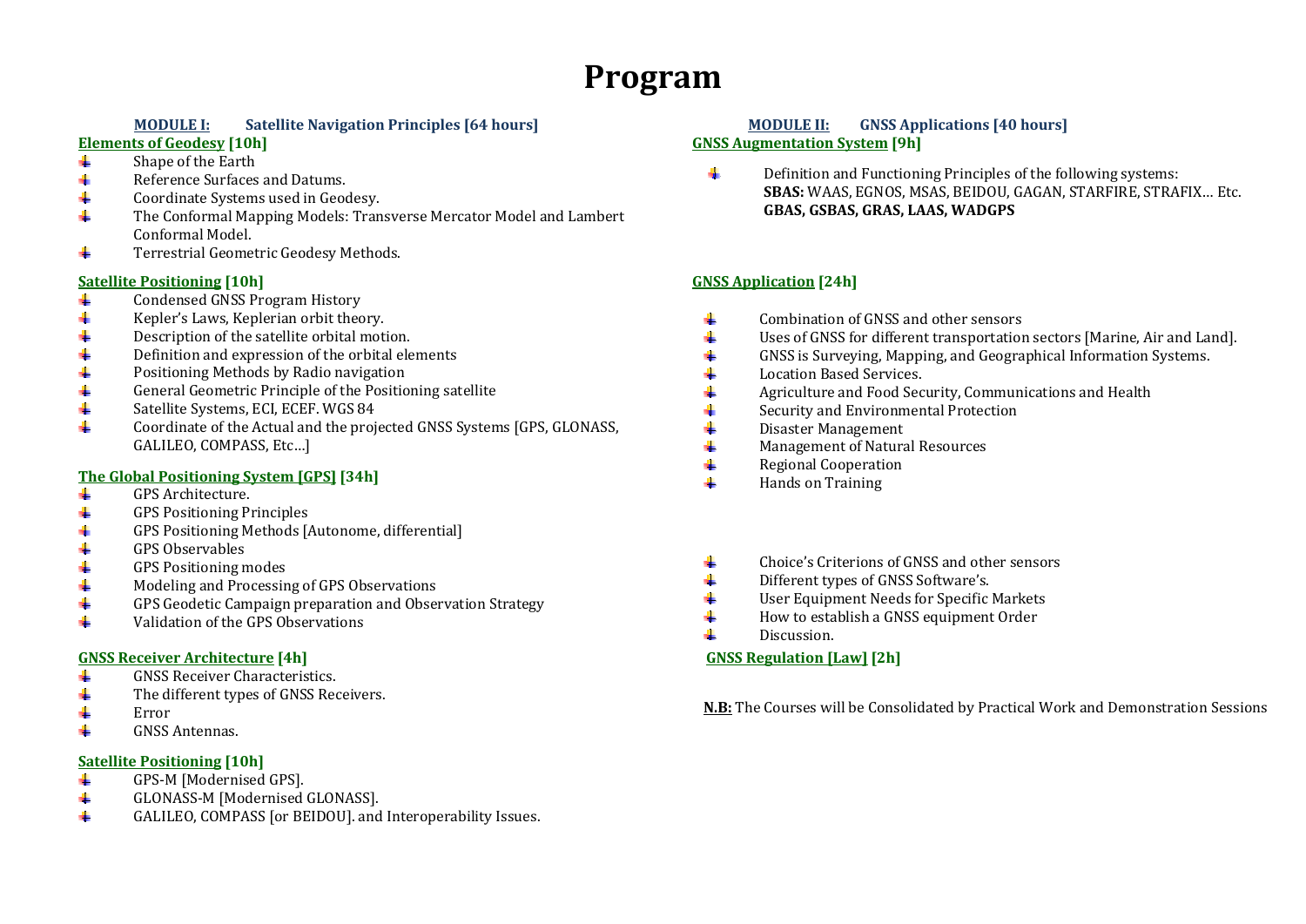# Program

## MODULE I: Satellite Navigation Principles [64 hours]

### Elements of Geodesy [10h]

- Shape of the Earth
- Reference Surfaces and Datums.
- Coordinate Systems used in Geodesy.
- The Conformal Mapping Models: Transverse Mercator Model and Lambert Conformal Model.
- Terrestrial Geometric Geodesy Methods.

### Satellite Positioning [10h]

- Condensed GNSS Program History
- Kepler's Laws, Keplerian orbit theory.
- Description of the satellite orbital motion.
- Definition and expression of the orbital elements
- Positioning Methods by Radio navigation
- General Geometric Principle of the Positioning satellite
- Satellite Systems, ECI, ECEF. WGS 84
- Coordinate of the Actual and the projected GNSS Systems [GPS, GLONASS, GALILEO, COMPASS, Etc…]

### The Global Positioning System [GPS] [34h]

- GPS Architecture.
- GPS Positioning Principles
- GPS Positioning Methods [Autonome, differential]
- GPS Observables
- GPS Positioning modes
- Modeling and Processing of GPS Observations
- GPS Geodetic Campaign preparation and Observation Strategy
- Validation of the GPS Observations

### GNSS Receiver Architecture [4h]

- GNSS Receiver Characteristics.
- The different types of GNSS Receivers.
- Error
- GNSS Antennas.

### Satellite Positioning [10h]

- GPS-M [Modernised GPS].
- GLONASS-M [Modernised GLONASS].
- GALILEO, COMPASS [or BEIDOU]. and Interoperability Issues.

## MODULE II: GNSS Applications [40 hours]

### GNSS Augmentation System [9h]

- Definition and Functioning Principles of the following systems:
  **SBAS:** WAAS, EGNOS, MSAS, BEIDOU, GAGAN, STARFIRE, STRAFIX… Etc.
  **GBAS, GSBAS, GRAS, LAAS, WADGPS**

### GNSS Application [24h]

- Combination of GNSS and other sensors
- Uses of GNSS for different transportation sectors [Marine, Air and Land].
- GNSS is Surveying, Mapping, and Geographical Information Systems.
- Location Based Services.
- Agriculture and Food Security, Communications and Health
- Security and Environmental Protection
- Disaster Management
- Management of Natural Resources
- Regional Cooperation
- Hands on Training

- Choice's Criterions of GNSS and other sensors
- Different types of GNSS Software's.
- User Equipment Needs for Specific Markets
- How to establish a GNSS equipment Order
- Discussion.

### GNSS Regulation [Law] [2h]

**N.B:** The Courses will be Consolidated by Practical Work and Demonstration Sessions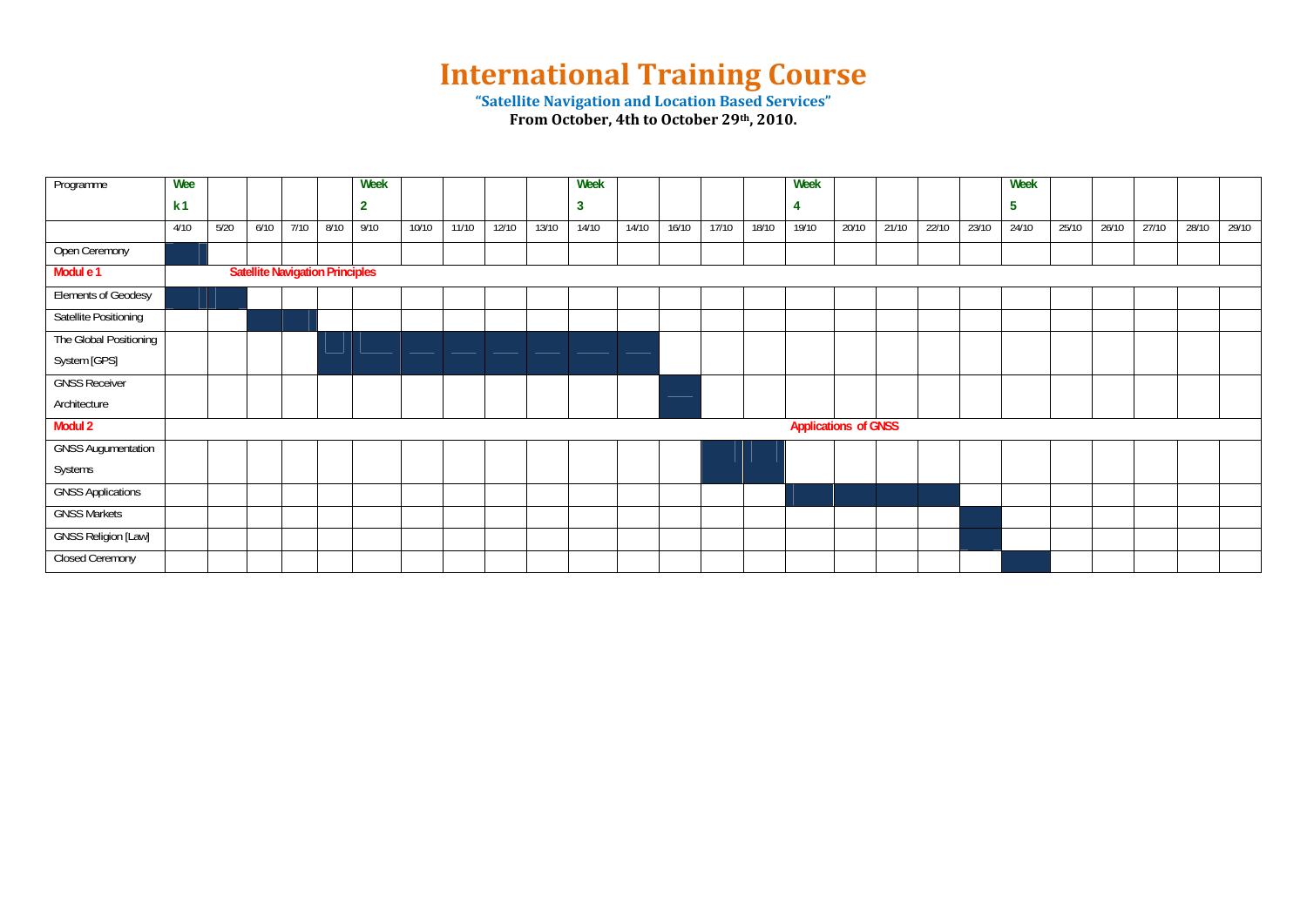# International Training Course

**"Satellite Navigation and Location Based Services"**

**From October, 4th to October 29th, 2010.**

| Programme | Wee k1 | | | | | Week 2 | | | | | Week 3 | | | | | Week 4 | | | | | Week 5 | | | | | |
|---|---|---|---|---|---|---|---|---|---|---|---|---|---|---|---|---|---|---|---|---|---|---|---|---|---|---|
| | 4/10 | 5/20 | 6/10 | 7/10 | 8/10 | 9/10 | 10/10 | 11/10 | 12/10 | 13/10 | 14/10 | 14/10 | 16/10 | 17/10 | 18/10 | 19/10 | 20/10 | 21/10 | 22/10 | 23/10 | 24/10 | 25/10 | 26/10 | 27/10 | 28/10 | 29/10 |
| Open Ceremony | | | | | | | | | | | | | | | | | | | | | | | | | | |
| **Modul e 1** | | | **Satellite Navigation Principles** | | | | | | | | | | | | | | | | | | | | | | | |
| Elements of Geodesy | | | | | | | | | | | | | | | | | | | | | | | | | | |
| Satellite Positioning | | | | | | | | | | | | | | | | | | | | | | | | | | |
| The Global Positioning System [GPS] | | | | | | | | | | | | | | | | | | | | | | | | | | |
| GNSS Receiver Architecture | | | | | | | | | | | | | | | | | | | | | | | | | | |
| **Modul 2** | | | | | | | | | | | | | | | | **Applications of GNSS** | | | | | | | | | | |
| GNSS Augumentation Systems | | | | | | | | | | | | | | | | | | | | | | | | | | |
| GNSS Applications | | | | | | | | | | | | | | | | | | | | | | | | | | |
| GNSS Markets | | | | | | | | | | | | | | | | | | | | | | | | | | |
| GNSS Religion [Law] | | | | | | | | | | | | | | | | | | | | | | | | | | |
| Closed Ceremony | | | | | | | | | | | | | | | | | | | | | | | | | | |